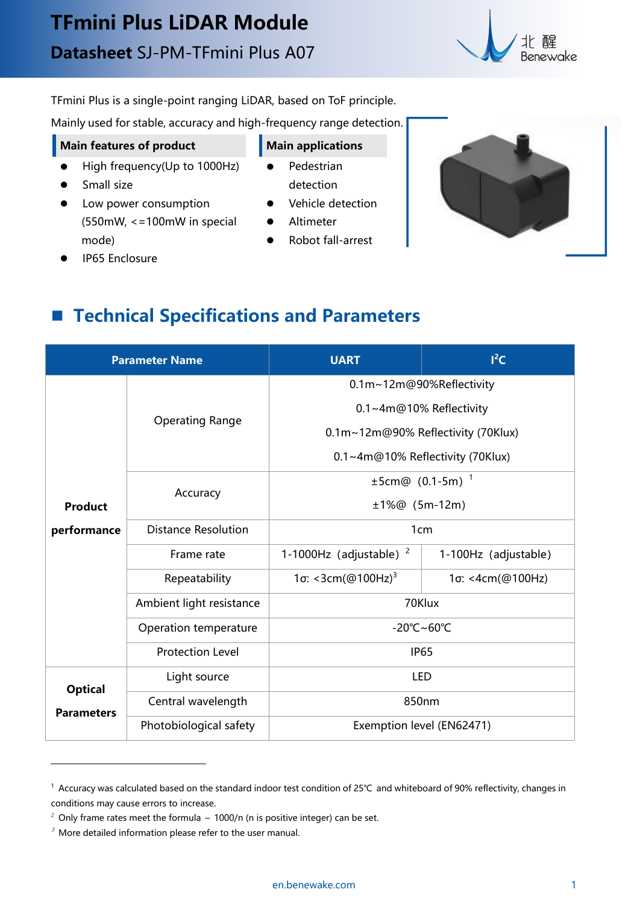# TFmini Plus LiDAR Module

## **Datasheet** SJ-PM-TFmini Plus A07

TFmini Plus is a single-point ranging LiDAR, based on ToF principle.

Mainly used for stable, accuracy and high-frequency range detection.

**Main features of product**

- High frequency(Up to 1000Hz)
- Small size
- Low power consumption (550mW, <=100mW in special mode)
- IP65 Enclosure

**Main applications**

- Pedestrian detection
- Vehicle detection
- Altimeter
- Robot fall-arrest

## Technical Specifications and Parameters

| Parameter Name | | UART | I²C |
|---|---|---|---|
| Product performance | Operating Range | 0.1m~12m@90%Reflectivity<br>0.1~4m@10% Reflectivity<br>0.1m~12m@90% Reflectivity (70Klux)<br>0.1~4m@10% Reflectivity (70Klux) | |
| | Accuracy | ±5cm@（0.1-5m）[1]<br>±1%@（5m-12m） | |
| | Distance Resolution | 1cm | |
| | Frame rate | 1-1000Hz（adjustable）[2] | 1-100Hz（adjustable） |
| | Repeatability | 1σ: <3cm(@100Hz)[3] | 1σ: <4cm(@100Hz) |
| | Ambient light resistance | 70Klux | |
| | Operation temperature | -20℃~60℃ | |
| | Protection Level | IP65 | |
| Optical Parameters | Light source | LED | |
| | Central wavelength | 850nm | |
| | Photobiological safety | Exemption level (EN62471) | |

[1] Accuracy was calculated based on the standard indoor test condition of 25℃ and whiteboard of 90% reflectivity, changes in conditions may cause errors to increase.

[2] Only frame rates meet the formula – 1000/n (n is positive integer) can be set.

[3] More detailed information please refer to the user manual.

en.benewake.com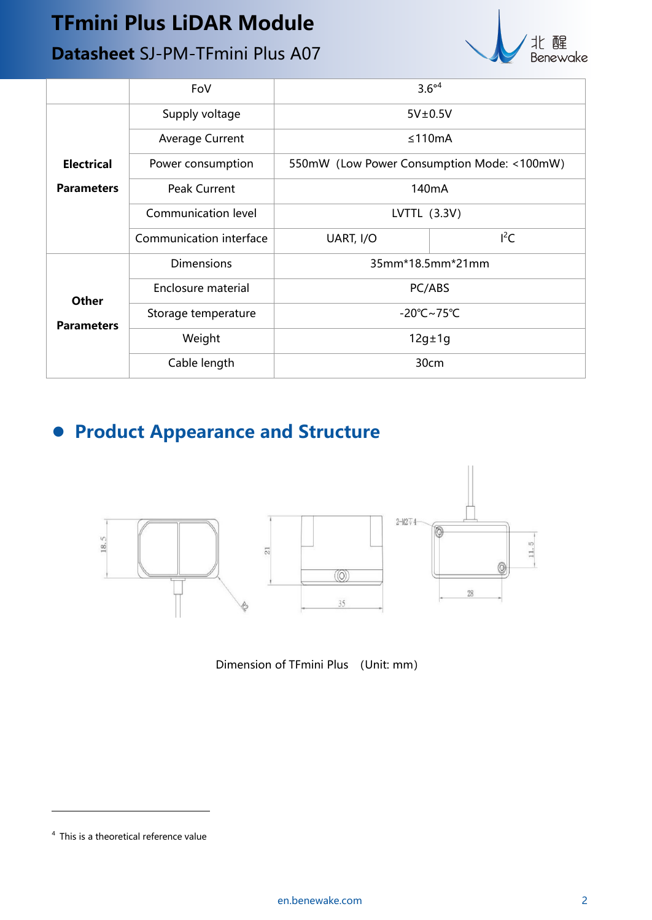|  | FoV | 3.6°[4] |  |
|---|---|---|---|
| **Electrical Parameters** | Supply voltage | 5V±0.5V |  |
|  | Average Current | ≤110mA |  |
|  | Power consumption | 550mW (Low Power Consumption Mode: <100mW) |  |
|  | Peak Current | 140mA |  |
|  | Communication level | LVTTL (3.3V) |  |
|  | Communication interface | UART, I/O | $I^2C$ |
| **Other Parameters** | Dimensions | 35mm*18.5mm*21mm |  |
|  | Enclosure material | PC/ABS |  |
|  | Storage temperature | -20℃~75℃ |  |
|  | Weight | 12g±1g |  |
|  | Cable length | 30cm |  |

## Product Appearance and Structure

Dimension of TFmini Plus (Unit: mm)

[4] This is a theoretical reference value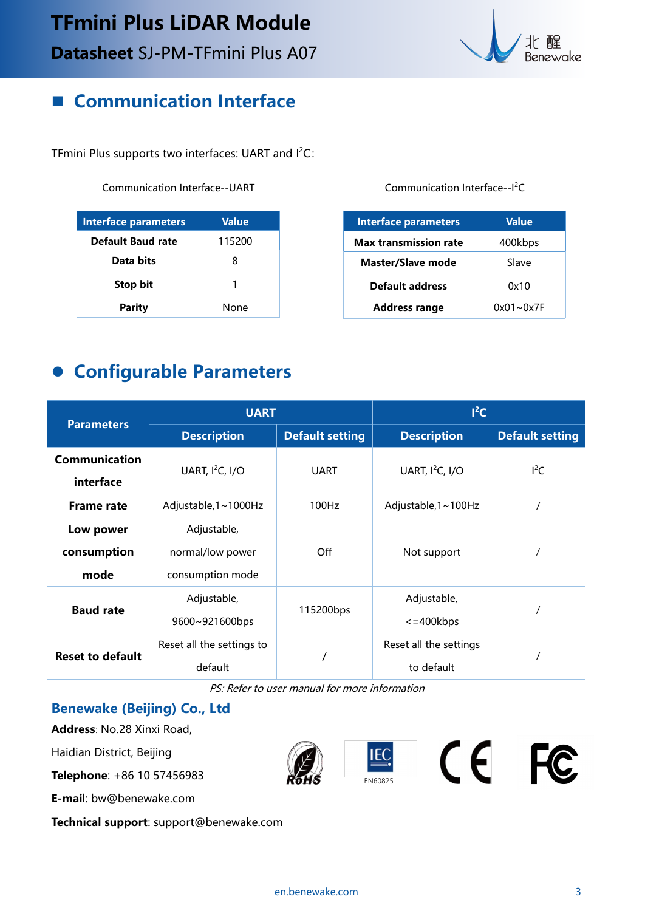# TFmini Plus LiDAR Module

**Datasheet** SJ-PM-TFmini Plus A07

## Communication Interface

TFmini Plus supports two interfaces: UART and I$^2$C:

Communication Interface--UART

| Interface parameters | Value |
|---|---|
| **Default Baud rate** | 115200 |
| **Data bits** | 8 |
| **Stop bit** | 1 |
| **Parity** | None |

Communication Interface--I$^2$C

| Interface parameters | Value |
|---|---|
| **Max transmission rate** | 400kbps |
| **Master/Slave mode** | Slave |
| **Default address** | 0x10 |
| **Address range** | 0x01~0x7F |

## Configurable Parameters

| Parameters | UART | | I$^2$C | |
|---|---|---|---|---|
| | **Description** | **Default setting** | **Description** | **Default setting** |
| **Communication interface** | UART, I$^2$C, I/O | UART | UART, I$^2$C, I/O | I$^2$C |
| **Frame rate** | Adjustable,1~1000Hz | 100Hz | Adjustable,1~100Hz | / |
| **Low power consumption mode** | Adjustable, normal/low power consumption mode | Off | Not support | / |
| **Baud rate** | Adjustable, 9600~921600bps | 115200bps | Adjustable, <=400kbps | / |
| **Reset to default** | Reset all the settings to default | / | Reset all the settings to default | / |

*PS: Refer to user manual for more information*

### Benewake (Beijing) Co., Ltd

**Address**: No.28 Xinxi Road,

Haidian District, Beijing

**Telephone**: +86 10 57456983

**E-mail**: bw@benewake.com

**Technical support**: support@benewake.com

RoHS EN60825

en.benewake.com